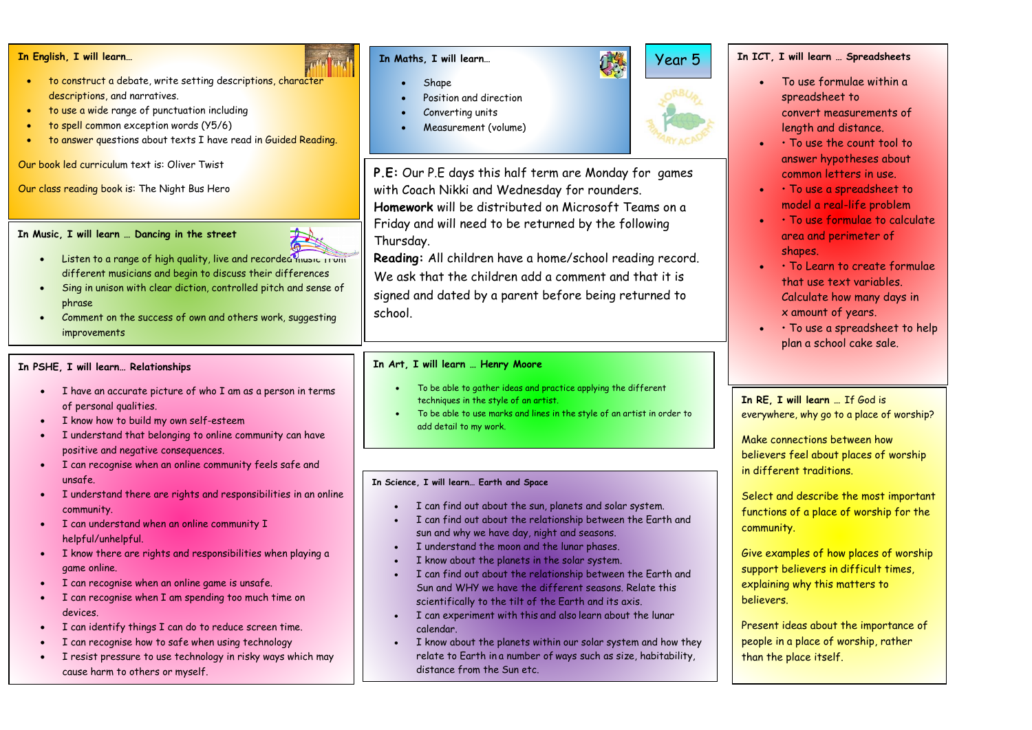# Year 5

## In English, I will learn…

- to construct a debate, write setting descriptions, character descriptions, and narratives.
- to use a wide range of punctuation including
- to spell common exception words (Y5/6)
- to answer questions about texts I have read in Guided Reading.

Our book led curriculum text is: Oliver Twist

Our class reading book is: The Night Bus Hero

## In Maths, I will learn…

- Shape
- Position and direction
- Converting units
- Measurement (volume)

## In ICT, I will learn … Spreadsheets

- To use formulae within a spreadsheet to convert measurements of length and distance.
- • To use the count tool to answer hypotheses about common letters in use.
- • To use a spreadsheet to model a real-life problem
- • To use formulae to calculate area and perimeter of shapes.
- • To Learn to create formulae that use text variables. Calculate how many days in x amount of years.
- • To use a spreadsheet to help plan a school cake sale.

## In Music, I will learn … Dancing in the street

- Listen to a range of high quality, live and recorded music from different musicians and begin to discuss their differences
- Sing in unison with clear diction, controlled pitch and sense of phrase
- Comment on the success of own and others work, suggesting improvements

**P.E:** Our P.E days this half term are Monday for games with Coach Nikki and Wednesday for rounders.

**Homework** will be distributed on Microsoft Teams on a Friday and will need to be returned by the following Thursday.

**Reading:** All children have a home/school reading record. We ask that the children add a comment and that it is signed and dated by a parent before being returned to school.

## In PSHE, I will learn… Relationships

- I have an accurate picture of who I am as a person in terms of personal qualities.
- I know how to build my own self-esteem
- I understand that belonging to online community can have positive and negative consequences.
- I can recognise when an online community feels safe and unsafe.
- I understand there are rights and responsibilities in an online community.
- I can understand when an online community I helpful/unhelpful.
- I know there are rights and responsibilities when playing a game online.
- I can recognise when an online game is unsafe.
- I can recognise when I am spending too much time on devices.
- I can identify things I can do to reduce screen time.
- I can recognise how to safe when using technology
- I resist pressure to use technology in risky ways which may cause harm to others or myself.

## In Art, I will learn … Henry Moore

- To be able to gather ideas and practice applying the different techniques in the style of an artist.
- To be able to use marks and lines in the style of an artist in order to add detail to my work.

## In Science, I will learn… Earth and Space

- I can find out about the sun, planets and solar system.
- I can find out about the relationship between the Earth and sun and why we have day, night and seasons.
- I understand the moon and the lunar phases.
- I know about the planets in the solar system.
- I can find out about the relationship between the Earth and Sun and WHY we have the different seasons. Relate this scientifically to the tilt of the Earth and its axis.
- I can experiment with this and also learn about the lunar calendar.
- I know about the planets within our solar system and how they relate to Earth in a number of ways such as size, habitability, distance from the Sun etc.

## In RE, I will learn … If God is everywhere, why go to a place of worship?

Make connections between how believers feel about places of worship in different traditions.

Select and describe the most important functions of a place of worship for the community.

Give examples of how places of worship support believers in difficult times, explaining why this matters to believers.

Present ideas about the importance of people in a place of worship, rather than the place itself.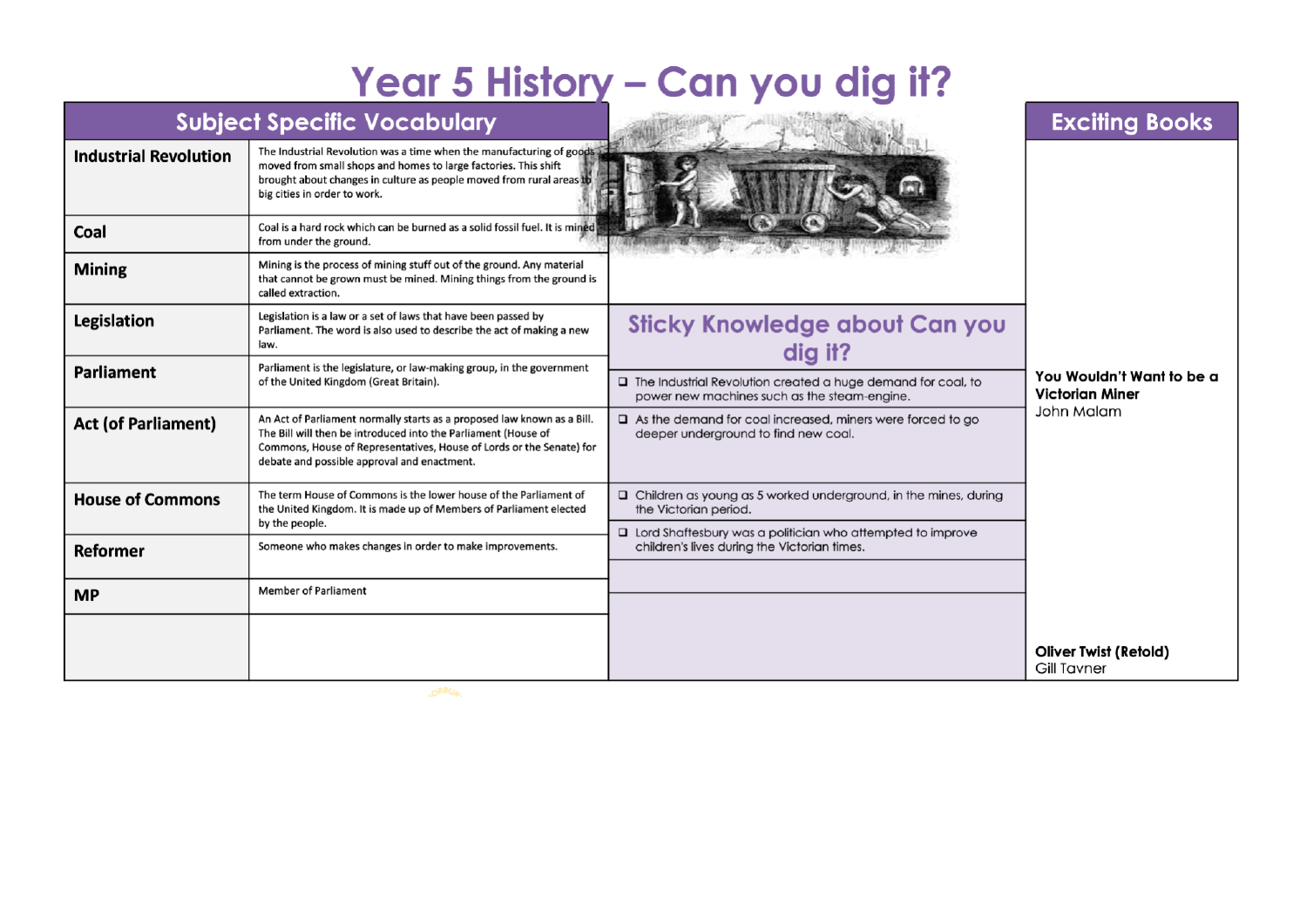# Year 5 History – Can you dig it?

## Subject Specific Vocabulary

| | |
|---|---|
| **Industrial Revolution** | The Industrial Revolution was a time when the manufacturing of goods moved from small shops and homes to large factories. This shift brought about changes in culture as people moved from rural areas to big cities in order to work. |
| **Coal** | Coal is a hard rock which can be burned as a solid fossil fuel. It is mined from under the ground. |
| **Mining** | Mining is the process of mining stuff out of the ground. Any material that cannot be grown must be mined. Mining things from the ground is called extraction. |
| **Legislation** | Legislation is a law or a set of laws that have been passed by Parliament. The word is also used to describe the act of making a new law. |
| **Parliament** | Parliament is the legislature, or law-making group, in the government of the United Kingdom (Great Britain). |
| **Act (of Parliament)** | An Act of Parliament normally starts as a proposed law known as a Bill. The Bill will then be introduced into the Parliament (House of Commons, House of Representatives, House of Lords or the Senate) for debate and possible approval and enactment. |
| **House of Commons** | The term House of Commons is the lower house of the Parliament of the United Kingdom. It is made up of Members of Parliament elected by the people. |
| **Reformer** | Someone who makes changes in order to make improvements. |
| **MP** | Member of Parliament |
| | |

## Sticky Knowledge about Can you dig it?

- The Industrial Revolution created a huge demand for coal, to power new machines such as the steam-engine.
- As the demand for coal increased, miners were forced to go deeper underground to find new coal.
- Children as young as 5 worked underground, in the mines, during the Victorian period.
- Lord Shaftesbury was a politician who attempted to improve children's lives during the Victorian times.

## Exciting Books

**You Wouldn't Want to be a Victorian Miner**
John Malam

**Oliver Twist (Retold)**
Gill Tavner